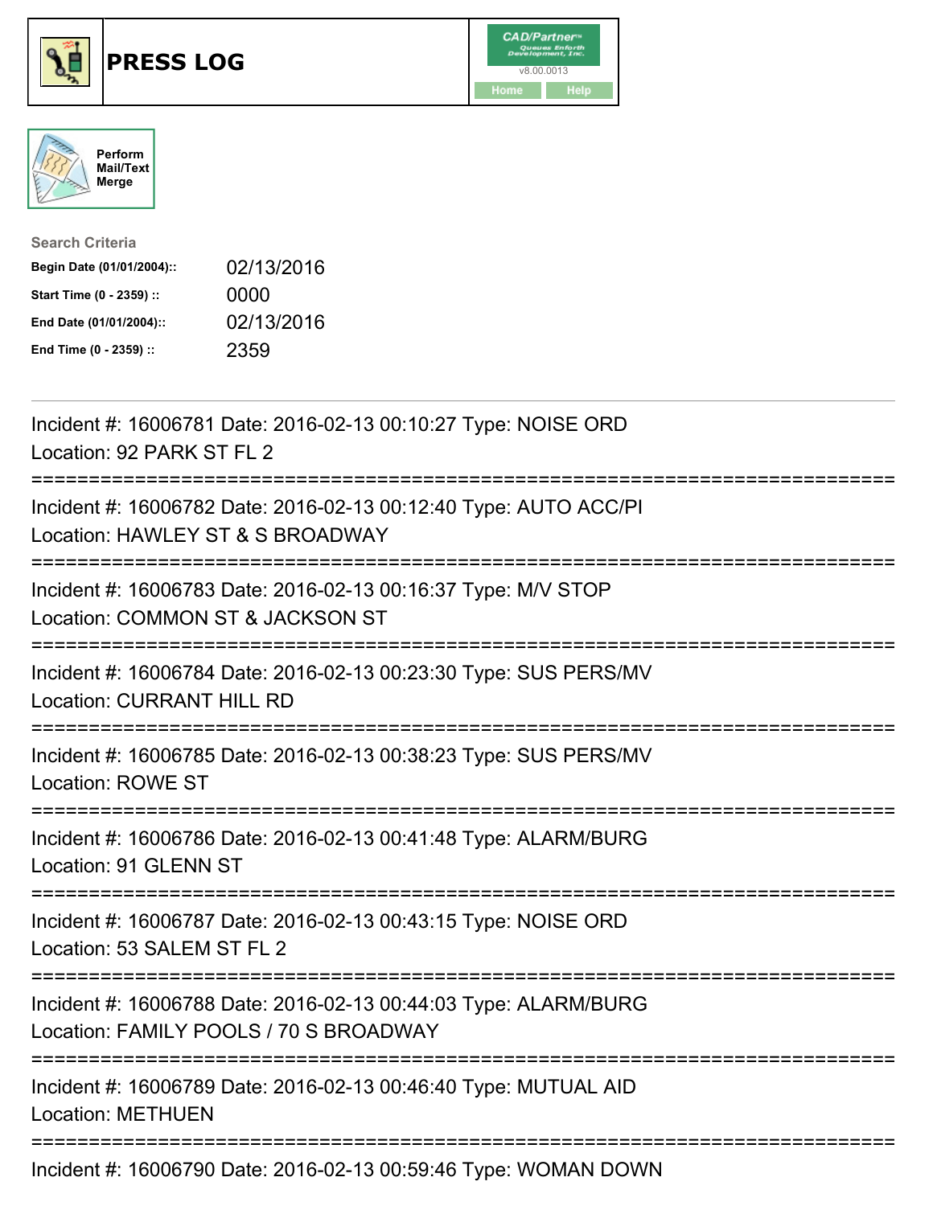# PRESS LOG

CAD/Partner™ v8.00.0013

Home | Help

Perform Mail/Text Merge

**Search Criteria**

| | |
|---|---|
| **Begin Date (01/01/2004)::** | 02/13/2016 |
| **Start Time (0 - 2359) ::** | 0000 |
| **End Date (01/01/2004)::** | 02/13/2016 |
| **End Time (0 - 2359) ::** | 2359 |

---

Incident #: 16006781 Date: 2016-02-13 00:10:27 Type: NOISE ORD
Location: 92 PARK ST FL 2

===========================================================================

Incident #: 16006782 Date: 2016-02-13 00:12:40 Type: AUTO ACC/PI
Location: HAWLEY ST & S BROADWAY

===========================================================================

Incident #: 16006783 Date: 2016-02-13 00:16:37 Type: M/V STOP
Location: COMMON ST & JACKSON ST

===========================================================================

Incident #: 16006784 Date: 2016-02-13 00:23:30 Type: SUS PERS/MV
Location: CURRANT HILL RD

===========================================================================

Incident #: 16006785 Date: 2016-02-13 00:38:23 Type: SUS PERS/MV
Location: ROWE ST

===========================================================================

Incident #: 16006786 Date: 2016-02-13 00:41:48 Type: ALARM/BURG
Location: 91 GLENN ST

===========================================================================

Incident #: 16006787 Date: 2016-02-13 00:43:15 Type: NOISE ORD
Location: 53 SALEM ST FL 2

===========================================================================

Incident #: 16006788 Date: 2016-02-13 00:44:03 Type: ALARM/BURG
Location: FAMILY POOLS / 70 S BROADWAY

===========================================================================

Incident #: 16006789 Date: 2016-02-13 00:46:40 Type: MUTUAL AID
Location: METHUEN

===========================================================================

Incident #: 16006790 Date: 2016-02-13 00:59:46 Type: WOMAN DOWN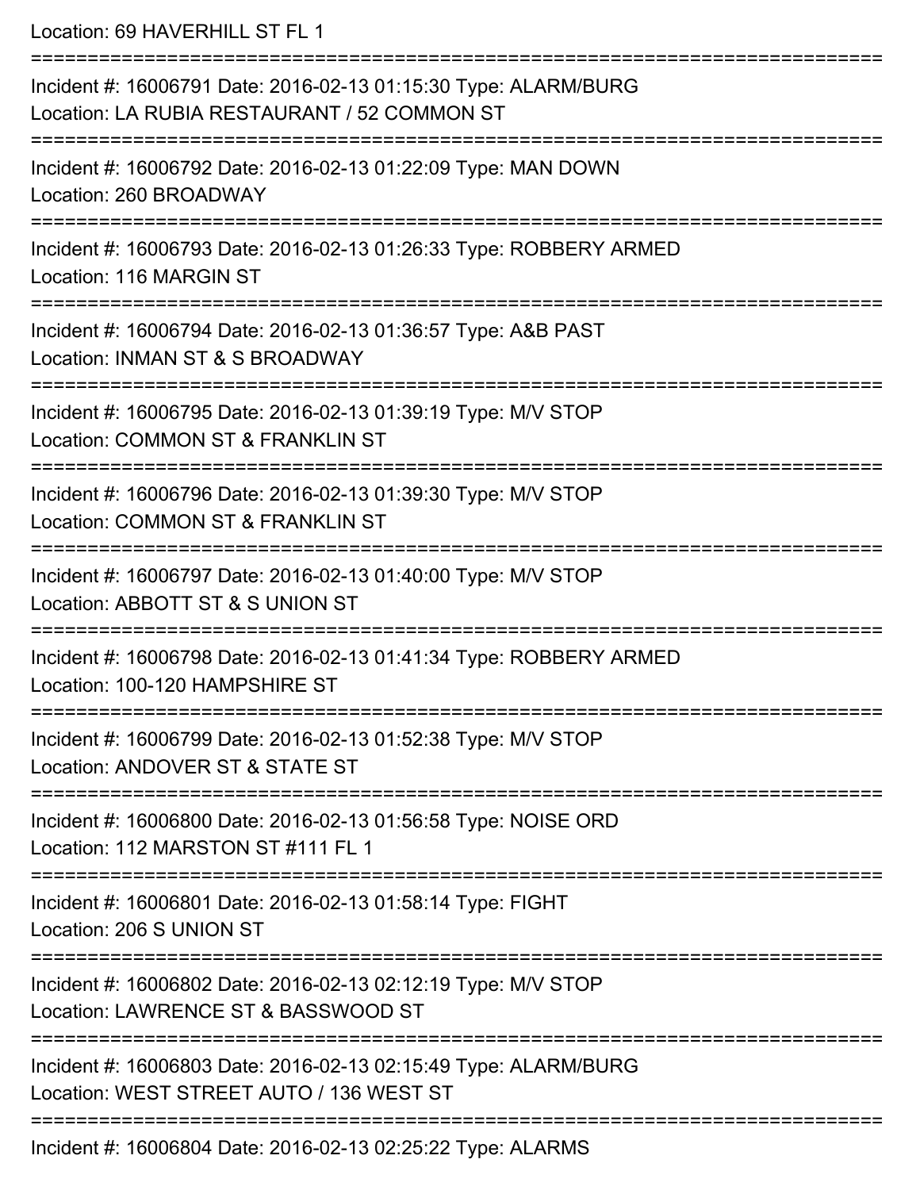Location: 69 HAVERHILL ST FL 1

===========================================================================

Incident #: 16006791 Date: 2016-02-13 01:15:30 Type: ALARM/BURG
Location: LA RUBIA RESTAURANT / 52 COMMON ST

===========================================================================

Incident #: 16006792 Date: 2016-02-13 01:22:09 Type: MAN DOWN
Location: 260 BROADWAY

===========================================================================

Incident #: 16006793 Date: 2016-02-13 01:26:33 Type: ROBBERY ARMED
Location: 116 MARGIN ST

===========================================================================

Incident #: 16006794 Date: 2016-02-13 01:36:57 Type: A&B PAST
Location: INMAN ST & S BROADWAY

===========================================================================

Incident #: 16006795 Date: 2016-02-13 01:39:19 Type: M/V STOP
Location: COMMON ST & FRANKLIN ST

===========================================================================

Incident #: 16006796 Date: 2016-02-13 01:39:30 Type: M/V STOP
Location: COMMON ST & FRANKLIN ST

===========================================================================

Incident #: 16006797 Date: 2016-02-13 01:40:00 Type: M/V STOP
Location: ABBOTT ST & S UNION ST

===========================================================================

Incident #: 16006798 Date: 2016-02-13 01:41:34 Type: ROBBERY ARMED
Location: 100-120 HAMPSHIRE ST

===========================================================================

Incident #: 16006799 Date: 2016-02-13 01:52:38 Type: M/V STOP
Location: ANDOVER ST & STATE ST

===========================================================================

Incident #: 16006800 Date: 2016-02-13 01:56:58 Type: NOISE ORD
Location: 112 MARSTON ST #111 FL 1

===========================================================================

Incident #: 16006801 Date: 2016-02-13 01:58:14 Type: FIGHT
Location: 206 S UNION ST

===========================================================================

Incident #: 16006802 Date: 2016-02-13 02:12:19 Type: M/V STOP
Location: LAWRENCE ST & BASSWOOD ST

===========================================================================

Incident #: 16006803 Date: 2016-02-13 02:15:49 Type: ALARM/BURG
Location: WEST STREET AUTO / 136 WEST ST

===========================================================================

Incident #: 16006804 Date: 2016-02-13 02:25:22 Type: ALARMS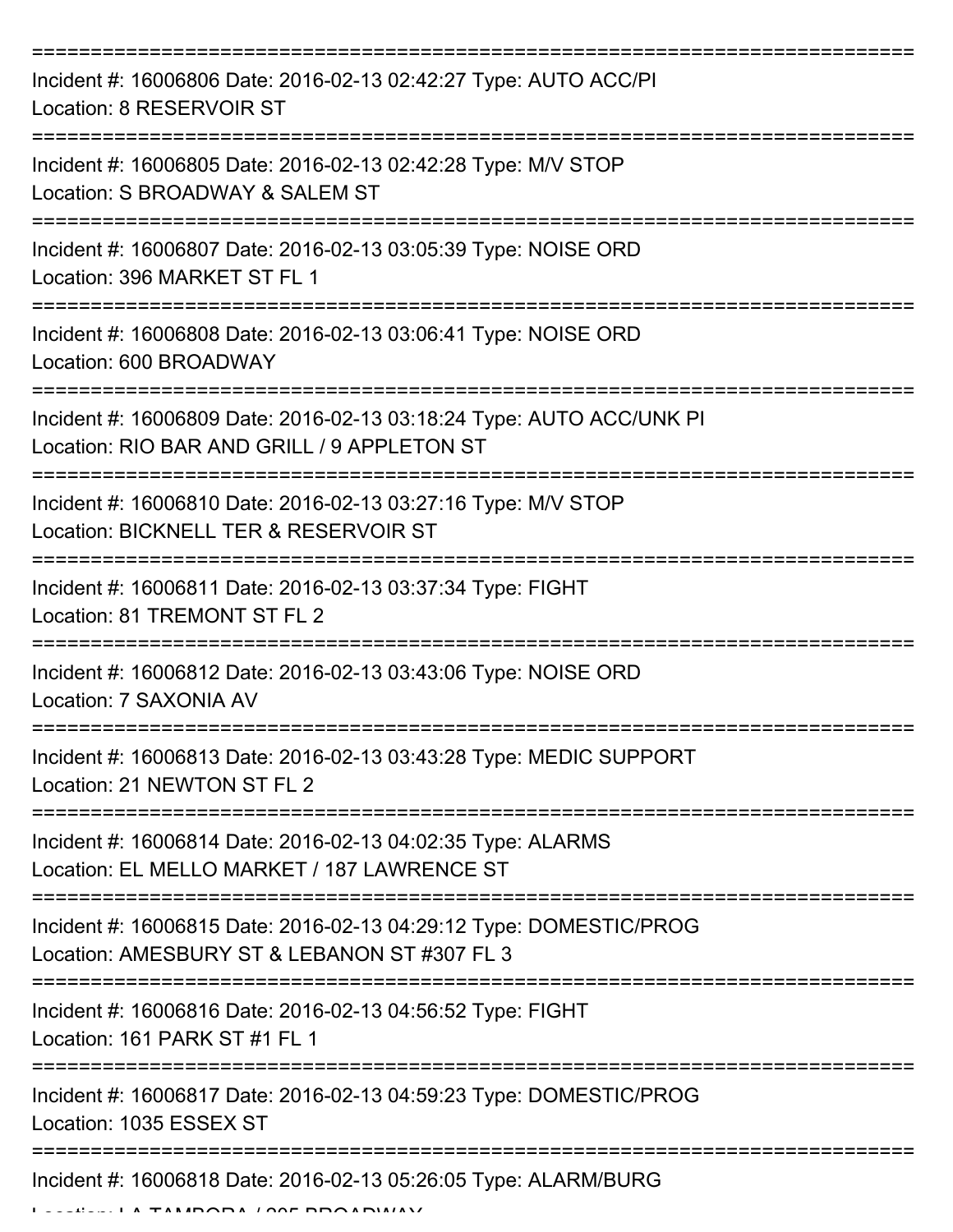===========================================================================

Incident #: 16006806 Date: 2016-02-13 02:42:27 Type: AUTO ACC/PI

Location: 8 RESERVOIR ST

===========================================================================

Incident #: 16006805 Date: 2016-02-13 02:42:28 Type: M/V STOP

Location: S BROADWAY & SALEM ST

===========================================================================

Incident #: 16006807 Date: 2016-02-13 03:05:39 Type: NOISE ORD

Location: 396 MARKET ST FL 1

===========================================================================

Incident #: 16006808 Date: 2016-02-13 03:06:41 Type: NOISE ORD

Location: 600 BROADWAY

===========================================================================

Incident #: 16006809 Date: 2016-02-13 03:18:24 Type: AUTO ACC/UNK PI

Location: RIO BAR AND GRILL / 9 APPLETON ST

===========================================================================

Incident #: 16006810 Date: 2016-02-13 03:27:16 Type: M/V STOP

Location: BICKNELL TER & RESERVOIR ST

===========================================================================

Incident #: 16006811 Date: 2016-02-13 03:37:34 Type: FIGHT

Location: 81 TREMONT ST FL 2

===========================================================================

Incident #: 16006812 Date: 2016-02-13 03:43:06 Type: NOISE ORD

Location: 7 SAXONIA AV

===========================================================================

Incident #: 16006813 Date: 2016-02-13 03:43:28 Type: MEDIC SUPPORT

Location: 21 NEWTON ST FL 2

===========================================================================

Incident #: 16006814 Date: 2016-02-13 04:02:35 Type: ALARMS

Location: EL MELLO MARKET / 187 LAWRENCE ST

===========================================================================

Incident #: 16006815 Date: 2016-02-13 04:29:12 Type: DOMESTIC/PROG

Location: AMESBURY ST & LEBANON ST #307 FL 3

===========================================================================

Incident #: 16006816 Date: 2016-02-13 04:56:52 Type: FIGHT

Location: 161 PARK ST #1 FL 1

===========================================================================

Incident #: 16006817 Date: 2016-02-13 04:59:23 Type: DOMESTIC/PROG

Location: 1035 ESSEX ST

===========================================================================

Incident #: 16006818 Date: 2016-02-13 05:26:05 Type: ALARM/BURG

Location: LA TAMBORA / 205 BROADWAY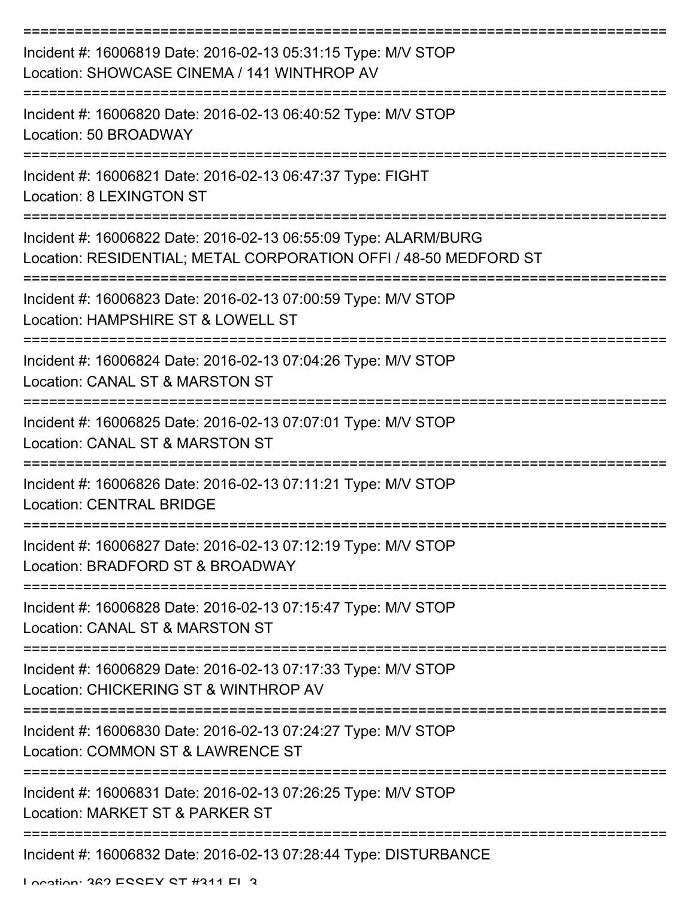===========================================================================
Incident #: 16006819 Date: 2016-02-13 05:31:15 Type: M/V STOP
Location: SHOWCASE CINEMA / 141 WINTHROP AV
===========================================================================
Incident #: 16006820 Date: 2016-02-13 06:40:52 Type: M/V STOP
Location: 50 BROADWAY
===========================================================================
Incident #: 16006821 Date: 2016-02-13 06:47:37 Type: FIGHT
Location: 8 LEXINGTON ST
===========================================================================
Incident #: 16006822 Date: 2016-02-13 06:55:09 Type: ALARM/BURG
Location: RESIDENTIAL; METAL CORPORATION OFFI / 48-50 MEDFORD ST
===========================================================================
Incident #: 16006823 Date: 2016-02-13 07:00:59 Type: M/V STOP
Location: HAMPSHIRE ST & LOWELL ST
===========================================================================
Incident #: 16006824 Date: 2016-02-13 07:04:26 Type: M/V STOP
Location: CANAL ST & MARSTON ST
===========================================================================
Incident #: 16006825 Date: 2016-02-13 07:07:01 Type: M/V STOP
Location: CANAL ST & MARSTON ST
===========================================================================
Incident #: 16006826 Date: 2016-02-13 07:11:21 Type: M/V STOP
Location: CENTRAL BRIDGE
===========================================================================
Incident #: 16006827 Date: 2016-02-13 07:12:19 Type: M/V STOP
Location: BRADFORD ST & BROADWAY
===========================================================================
Incident #: 16006828 Date: 2016-02-13 07:15:47 Type: M/V STOP
Location: CANAL ST & MARSTON ST
===========================================================================
Incident #: 16006829 Date: 2016-02-13 07:17:33 Type: M/V STOP
Location: CHICKERING ST & WINTHROP AV
===========================================================================
Incident #: 16006830 Date: 2016-02-13 07:24:27 Type: M/V STOP
Location: COMMON ST & LAWRENCE ST
===========================================================================
Incident #: 16006831 Date: 2016-02-13 07:26:25 Type: M/V STOP
Location: MARKET ST & PARKER ST
===========================================================================
Incident #: 16006832 Date: 2016-02-13 07:28:44 Type: DISTURBANCE
Location: 362 ESSEX ST #311 FL 3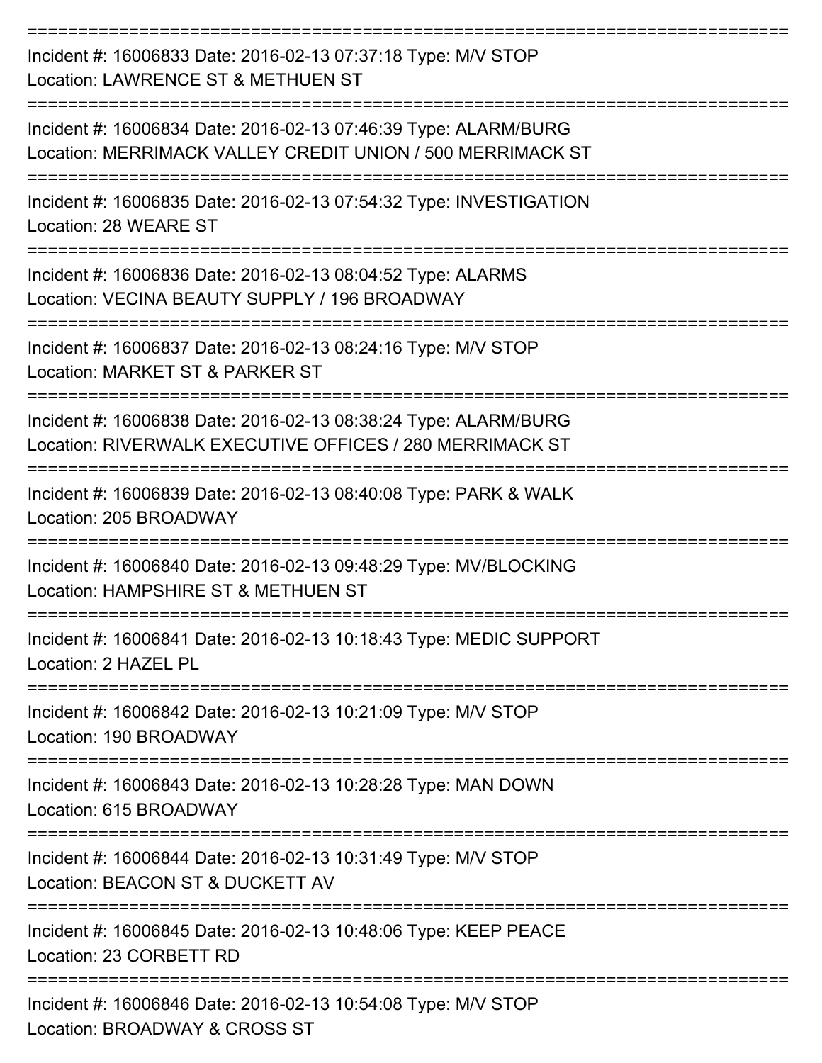===========================================================================
Incident #: 16006833 Date: 2016-02-13 07:37:18 Type: M/V STOP
Location: LAWRENCE ST & METHUEN ST
===========================================================================
Incident #: 16006834 Date: 2016-02-13 07:46:39 Type: ALARM/BURG
Location: MERRIMACK VALLEY CREDIT UNION / 500 MERRIMACK ST
===========================================================================
Incident #: 16006835 Date: 2016-02-13 07:54:32 Type: INVESTIGATION
Location: 28 WEARE ST
===========================================================================
Incident #: 16006836 Date: 2016-02-13 08:04:52 Type: ALARMS
Location: VECINA BEAUTY SUPPLY / 196 BROADWAY
===========================================================================
Incident #: 16006837 Date: 2016-02-13 08:24:16 Type: M/V STOP
Location: MARKET ST & PARKER ST
===========================================================================
Incident #: 16006838 Date: 2016-02-13 08:38:24 Type: ALARM/BURG
Location: RIVERWALK EXECUTIVE OFFICES / 280 MERRIMACK ST
===========================================================================
Incident #: 16006839 Date: 2016-02-13 08:40:08 Type: PARK & WALK
Location: 205 BROADWAY
===========================================================================
Incident #: 16006840 Date: 2016-02-13 09:48:29 Type: MV/BLOCKING
Location: HAMPSHIRE ST & METHUEN ST
===========================================================================
Incident #: 16006841 Date: 2016-02-13 10:18:43 Type: MEDIC SUPPORT
Location: 2 HAZEL PL
===========================================================================
Incident #: 16006842 Date: 2016-02-13 10:21:09 Type: M/V STOP
Location: 190 BROADWAY
===========================================================================
Incident #: 16006843 Date: 2016-02-13 10:28:28 Type: MAN DOWN
Location: 615 BROADWAY
===========================================================================
Incident #: 16006844 Date: 2016-02-13 10:31:49 Type: M/V STOP
Location: BEACON ST & DUCKETT AV
===========================================================================
Incident #: 16006845 Date: 2016-02-13 10:48:06 Type: KEEP PEACE
Location: 23 CORBETT RD
===========================================================================
Incident #: 16006846 Date: 2016-02-13 10:54:08 Type: M/V STOP
Location: BROADWAY & CROSS ST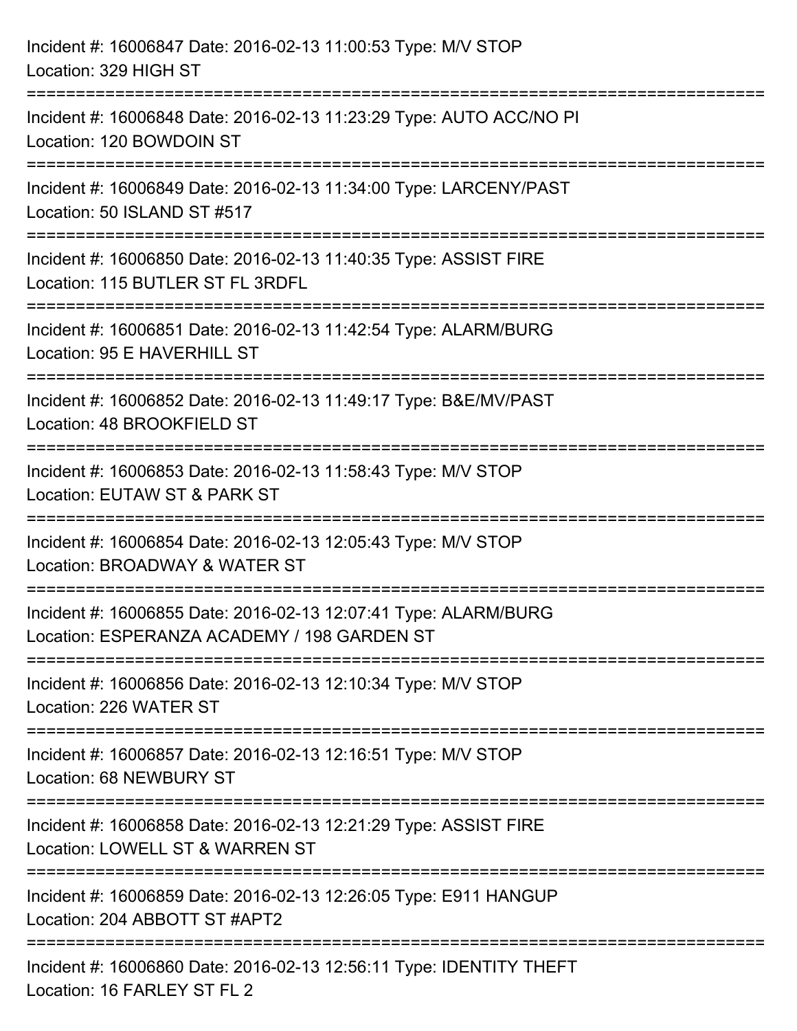Incident #: 16006847 Date: 2016-02-13 11:00:53 Type: M/V STOP
Location: 329 HIGH ST

===========================================================================

Incident #: 16006848 Date: 2016-02-13 11:23:29 Type: AUTO ACC/NO PI
Location: 120 BOWDOIN ST

===========================================================================

Incident #: 16006849 Date: 2016-02-13 11:34:00 Type: LARCENY/PAST
Location: 50 ISLAND ST #517

===========================================================================

Incident #: 16006850 Date: 2016-02-13 11:40:35 Type: ASSIST FIRE
Location: 115 BUTLER ST FL 3RDFL

===========================================================================

Incident #: 16006851 Date: 2016-02-13 11:42:54 Type: ALARM/BURG
Location: 95 E HAVERHILL ST

===========================================================================

Incident #: 16006852 Date: 2016-02-13 11:49:17 Type: B&E/MV/PAST
Location: 48 BROOKFIELD ST

===========================================================================

Incident #: 16006853 Date: 2016-02-13 11:58:43 Type: M/V STOP
Location: EUTAW ST & PARK ST

===========================================================================

Incident #: 16006854 Date: 2016-02-13 12:05:43 Type: M/V STOP
Location: BROADWAY & WATER ST

===========================================================================

Incident #: 16006855 Date: 2016-02-13 12:07:41 Type: ALARM/BURG
Location: ESPERANZA ACADEMY / 198 GARDEN ST

===========================================================================

Incident #: 16006856 Date: 2016-02-13 12:10:34 Type: M/V STOP
Location: 226 WATER ST

===========================================================================

Incident #: 16006857 Date: 2016-02-13 12:16:51 Type: M/V STOP
Location: 68 NEWBURY ST

===========================================================================

Incident #: 16006858 Date: 2016-02-13 12:21:29 Type: ASSIST FIRE
Location: LOWELL ST & WARREN ST

===========================================================================

Incident #: 16006859 Date: 2016-02-13 12:26:05 Type: E911 HANGUP
Location: 204 ABBOTT ST #APT2

===========================================================================

Incident #: 16006860 Date: 2016-02-13 12:56:11 Type: IDENTITY THEFT
Location: 16 FARLEY ST FL 2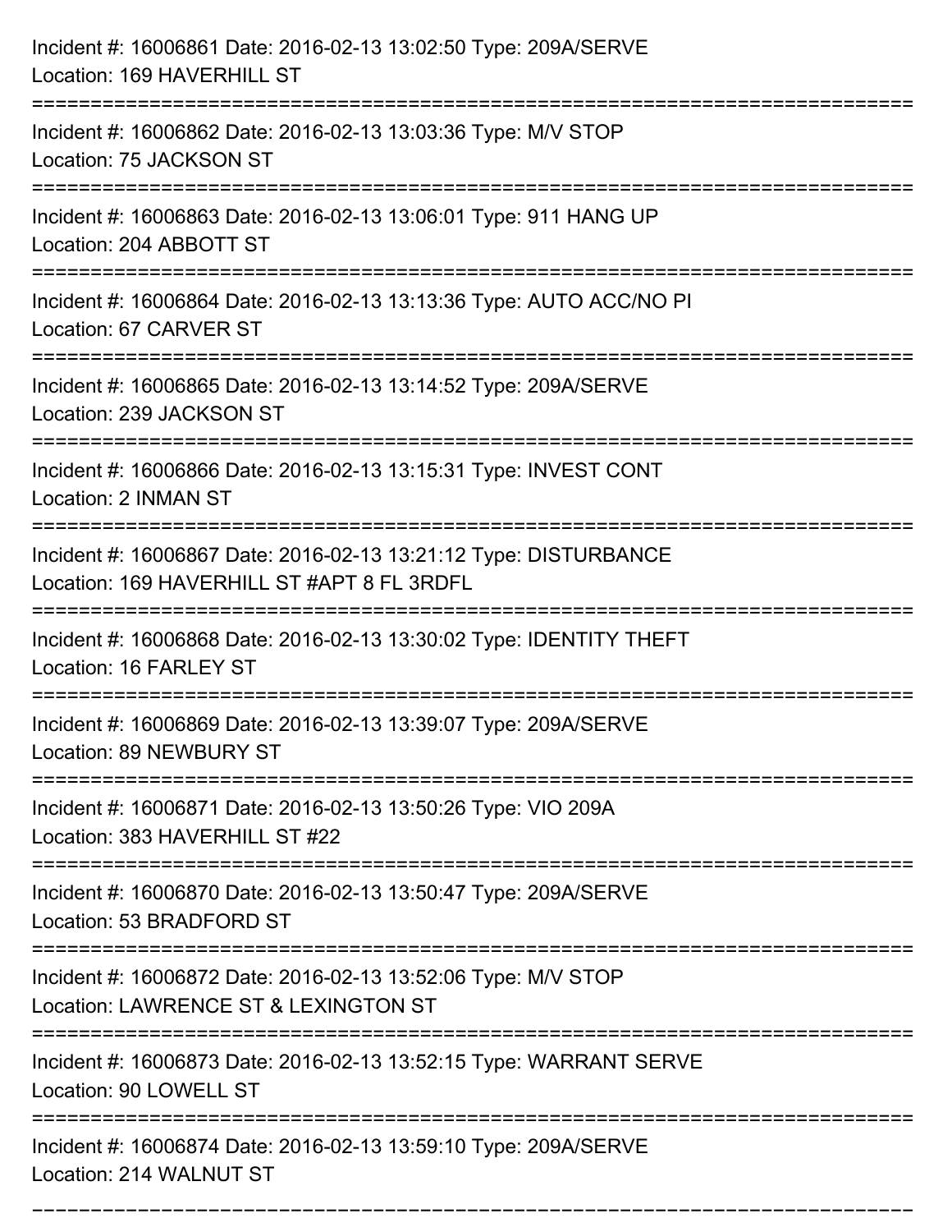Incident #: 16006861 Date: 2016-02-13 13:02:50 Type: 209A/SERVE
Location: 169 HAVERHILL ST

===========================================================================

Incident #: 16006862 Date: 2016-02-13 13:03:36 Type: M/V STOP
Location: 75 JACKSON ST

===========================================================================

Incident #: 16006863 Date: 2016-02-13 13:06:01 Type: 911 HANG UP
Location: 204 ABBOTT ST

===========================================================================

Incident #: 16006864 Date: 2016-02-13 13:13:36 Type: AUTO ACC/NO PI
Location: 67 CARVER ST

===========================================================================

Incident #: 16006865 Date: 2016-02-13 13:14:52 Type: 209A/SERVE
Location: 239 JACKSON ST

===========================================================================

Incident #: 16006866 Date: 2016-02-13 13:15:31 Type: INVEST CONT
Location: 2 INMAN ST

===========================================================================

Incident #: 16006867 Date: 2016-02-13 13:21:12 Type: DISTURBANCE
Location: 169 HAVERHILL ST #APT 8 FL 3RDFL

===========================================================================

Incident #: 16006868 Date: 2016-02-13 13:30:02 Type: IDENTITY THEFT
Location: 16 FARLEY ST

===========================================================================

Incident #: 16006869 Date: 2016-02-13 13:39:07 Type: 209A/SERVE
Location: 89 NEWBURY ST

===========================================================================

Incident #: 16006871 Date: 2016-02-13 13:50:26 Type: VIO 209A
Location: 383 HAVERHILL ST #22

===========================================================================

Incident #: 16006870 Date: 2016-02-13 13:50:47 Type: 209A/SERVE
Location: 53 BRADFORD ST

===========================================================================

Incident #: 16006872 Date: 2016-02-13 13:52:06 Type: M/V STOP
Location: LAWRENCE ST & LEXINGTON ST

===========================================================================

Incident #: 16006873 Date: 2016-02-13 13:52:15 Type: WARRANT SERVE
Location: 90 LOWELL ST

===========================================================================

Incident #: 16006874 Date: 2016-02-13 13:59:10 Type: 209A/SERVE
Location: 214 WALNUT ST

===========================================================================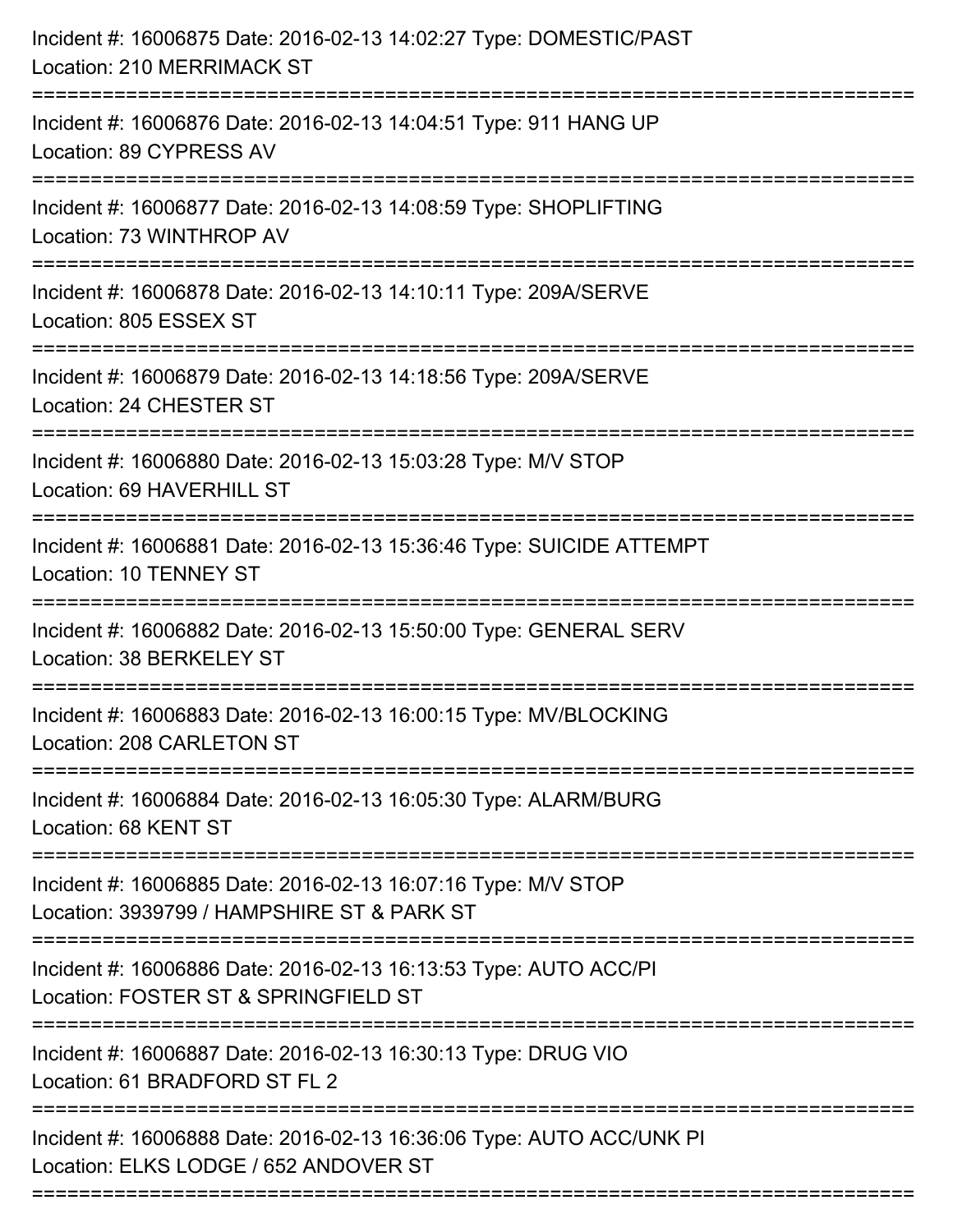Incident #: 16006875 Date: 2016-02-13 14:02:27 Type: DOMESTIC/PAST
Location: 210 MERRIMACK ST

===========================================================================

Incident #: 16006876 Date: 2016-02-13 14:04:51 Type: 911 HANG UP
Location: 89 CYPRESS AV

===========================================================================

Incident #: 16006877 Date: 2016-02-13 14:08:59 Type: SHOPLIFTING
Location: 73 WINTHROP AV

===========================================================================

Incident #: 16006878 Date: 2016-02-13 14:10:11 Type: 209A/SERVE
Location: 805 ESSEX ST

===========================================================================

Incident #: 16006879 Date: 2016-02-13 14:18:56 Type: 209A/SERVE
Location: 24 CHESTER ST

===========================================================================

Incident #: 16006880 Date: 2016-02-13 15:03:28 Type: M/V STOP
Location: 69 HAVERHILL ST

===========================================================================

Incident #: 16006881 Date: 2016-02-13 15:36:46 Type: SUICIDE ATTEMPT
Location: 10 TENNEY ST

===========================================================================

Incident #: 16006882 Date: 2016-02-13 15:50:00 Type: GENERAL SERV
Location: 38 BERKELEY ST

===========================================================================

Incident #: 16006883 Date: 2016-02-13 16:00:15 Type: MV/BLOCKING
Location: 208 CARLETON ST

===========================================================================

Incident #: 16006884 Date: 2016-02-13 16:05:30 Type: ALARM/BURG
Location: 68 KENT ST

===========================================================================

Incident #: 16006885 Date: 2016-02-13 16:07:16 Type: M/V STOP
Location: 3939799 / HAMPSHIRE ST & PARK ST

===========================================================================

Incident #: 16006886 Date: 2016-02-13 16:13:53 Type: AUTO ACC/PI
Location: FOSTER ST & SPRINGFIELD ST

===========================================================================

Incident #: 16006887 Date: 2016-02-13 16:30:13 Type: DRUG VIO
Location: 61 BRADFORD ST FL 2

===========================================================================

Incident #: 16006888 Date: 2016-02-13 16:36:06 Type: AUTO ACC/UNK PI
Location: ELKS LODGE / 652 ANDOVER ST

===========================================================================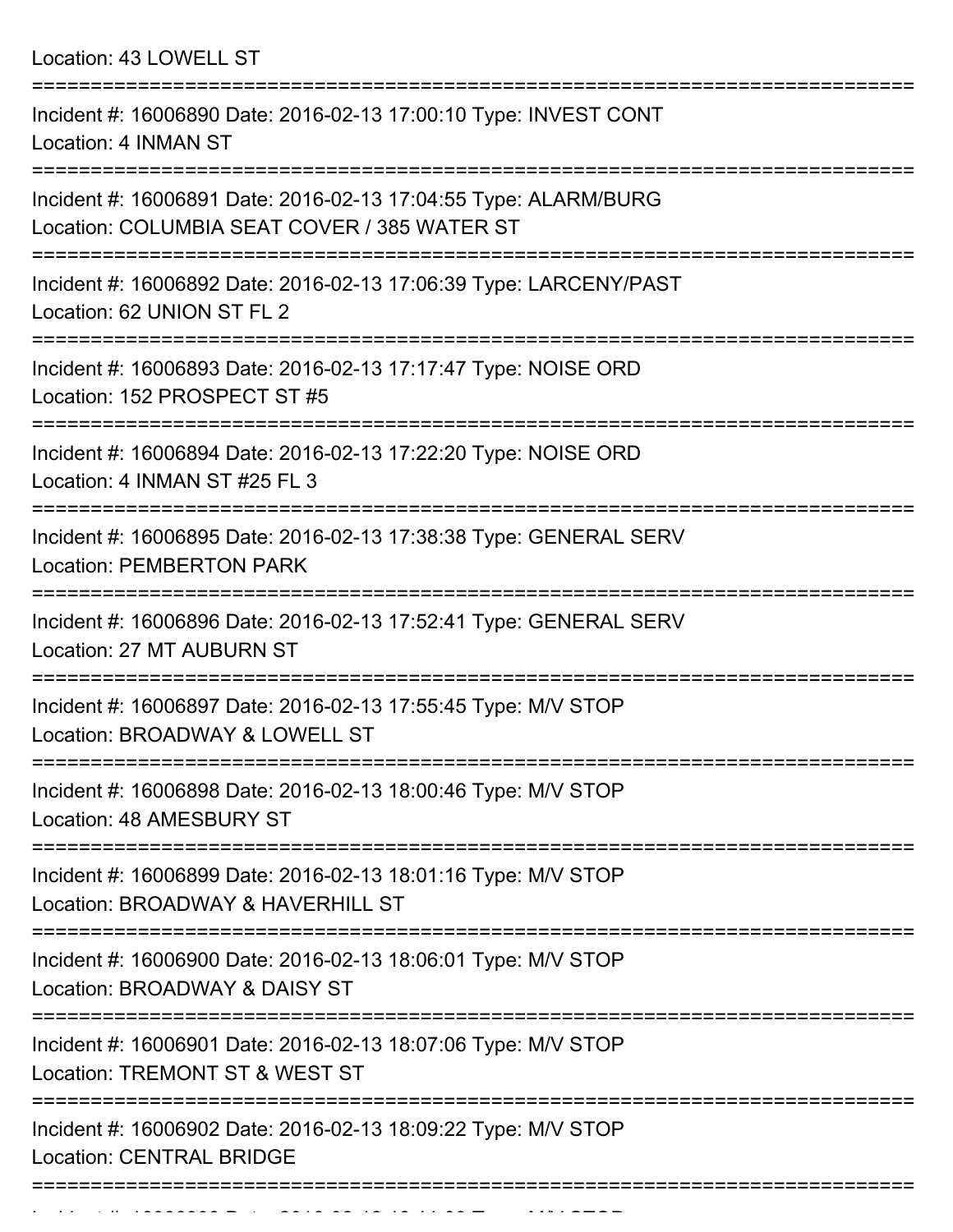Location: 43 LOWELL ST

===========================================================================

Incident #: 16006890 Date: 2016-02-13 17:00:10 Type: INVEST CONT
Location: 4 INMAN ST

===========================================================================

Incident #: 16006891 Date: 2016-02-13 17:04:55 Type: ALARM/BURG
Location: COLUMBIA SEAT COVER / 385 WATER ST

===========================================================================

Incident #: 16006892 Date: 2016-02-13 17:06:39 Type: LARCENY/PAST
Location: 62 UNION ST FL 2

===========================================================================

Incident #: 16006893 Date: 2016-02-13 17:17:47 Type: NOISE ORD
Location: 152 PROSPECT ST #5

===========================================================================

Incident #: 16006894 Date: 2016-02-13 17:22:20 Type: NOISE ORD
Location: 4 INMAN ST #25 FL 3

===========================================================================

Incident #: 16006895 Date: 2016-02-13 17:38:38 Type: GENERAL SERV
Location: PEMBERTON PARK

===========================================================================

Incident #: 16006896 Date: 2016-02-13 17:52:41 Type: GENERAL SERV
Location: 27 MT AUBURN ST

===========================================================================

Incident #: 16006897 Date: 2016-02-13 17:55:45 Type: M/V STOP
Location: BROADWAY & LOWELL ST

===========================================================================

Incident #: 16006898 Date: 2016-02-13 18:00:46 Type: M/V STOP
Location: 48 AMESBURY ST

===========================================================================

Incident #: 16006899 Date: 2016-02-13 18:01:16 Type: M/V STOP
Location: BROADWAY & HAVERHILL ST

===========================================================================

Incident #: 16006900 Date: 2016-02-13 18:06:01 Type: M/V STOP
Location: BROADWAY & DAISY ST

===========================================================================

Incident #: 16006901 Date: 2016-02-13 18:07:06 Type: M/V STOP
Location: TREMONT ST & WEST ST

===========================================================================

Incident #: 16006902 Date: 2016-02-13 18:09:22 Type: M/V STOP
Location: CENTRAL BRIDGE

===========================================================================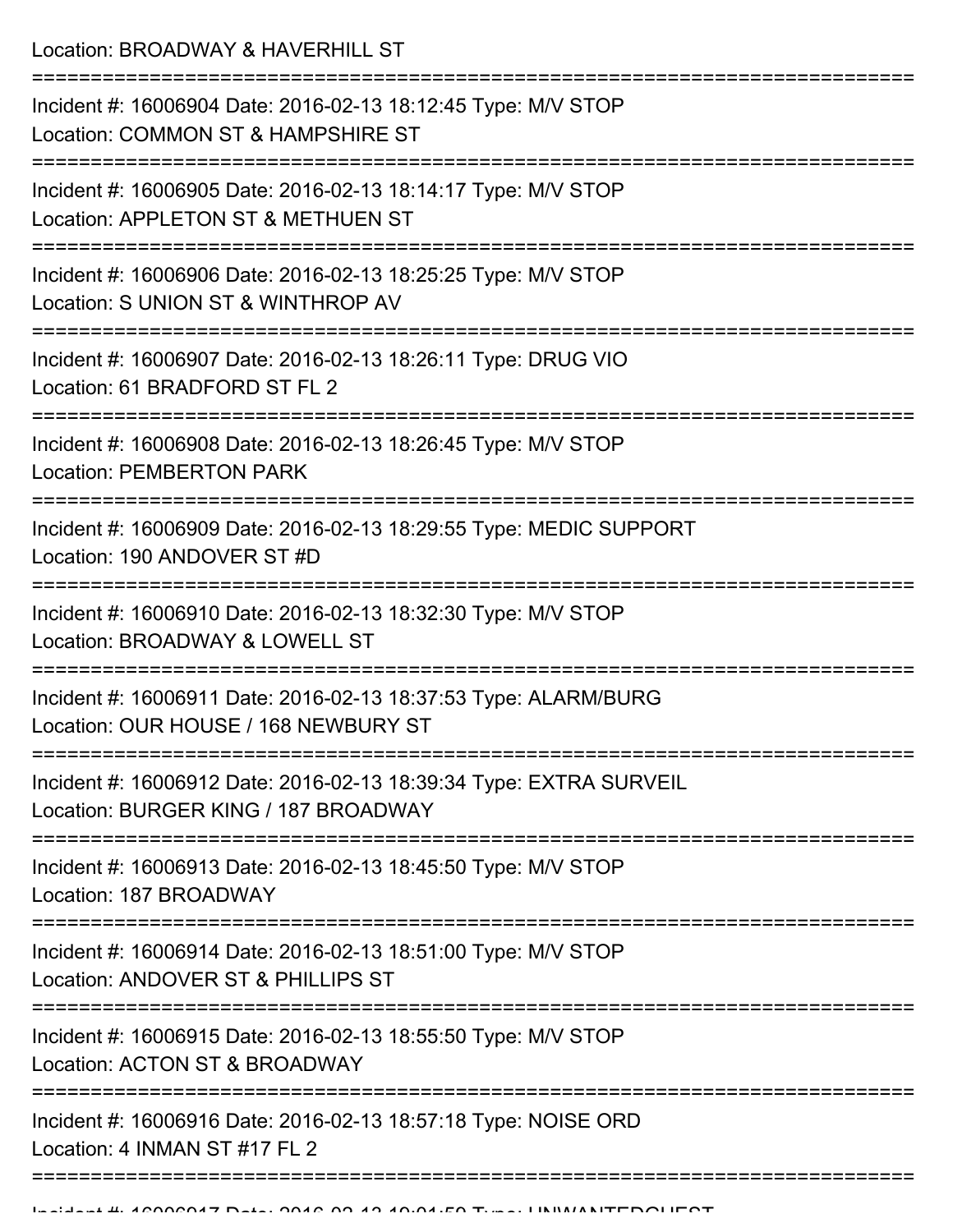Location: BROADWAY & HAVERHILL ST

===========================================================================

Incident #: 16006904 Date: 2016-02-13 18:12:45 Type: M/V STOP
Location: COMMON ST & HAMPSHIRE ST

===========================================================================

Incident #: 16006905 Date: 2016-02-13 18:14:17 Type: M/V STOP
Location: APPLETON ST & METHUEN ST

===========================================================================

Incident #: 16006906 Date: 2016-02-13 18:25:25 Type: M/V STOP
Location: S UNION ST & WINTHROP AV

===========================================================================

Incident #: 16006907 Date: 2016-02-13 18:26:11 Type: DRUG VIO
Location: 61 BRADFORD ST FL 2

===========================================================================

Incident #: 16006908 Date: 2016-02-13 18:26:45 Type: M/V STOP
Location: PEMBERTON PARK

===========================================================================

Incident #: 16006909 Date: 2016-02-13 18:29:55 Type: MEDIC SUPPORT
Location: 190 ANDOVER ST #D

===========================================================================

Incident #: 16006910 Date: 2016-02-13 18:32:30 Type: M/V STOP
Location: BROADWAY & LOWELL ST

===========================================================================

Incident #: 16006911 Date: 2016-02-13 18:37:53 Type: ALARM/BURG
Location: OUR HOUSE / 168 NEWBURY ST

===========================================================================

Incident #: 16006912 Date: 2016-02-13 18:39:34 Type: EXTRA SURVEIL
Location: BURGER KING / 187 BROADWAY

===========================================================================

Incident #: 16006913 Date: 2016-02-13 18:45:50 Type: M/V STOP
Location: 187 BROADWAY

===========================================================================

Incident #: 16006914 Date: 2016-02-13 18:51:00 Type: M/V STOP
Location: ANDOVER ST & PHILLIPS ST

===========================================================================

Incident #: 16006915 Date: 2016-02-13 18:55:50 Type: M/V STOP
Location: ACTON ST & BROADWAY

===========================================================================

Incident #: 16006916 Date: 2016-02-13 18:57:18 Type: NOISE ORD
Location: 4 INMAN ST #17 FL 2

===========================================================================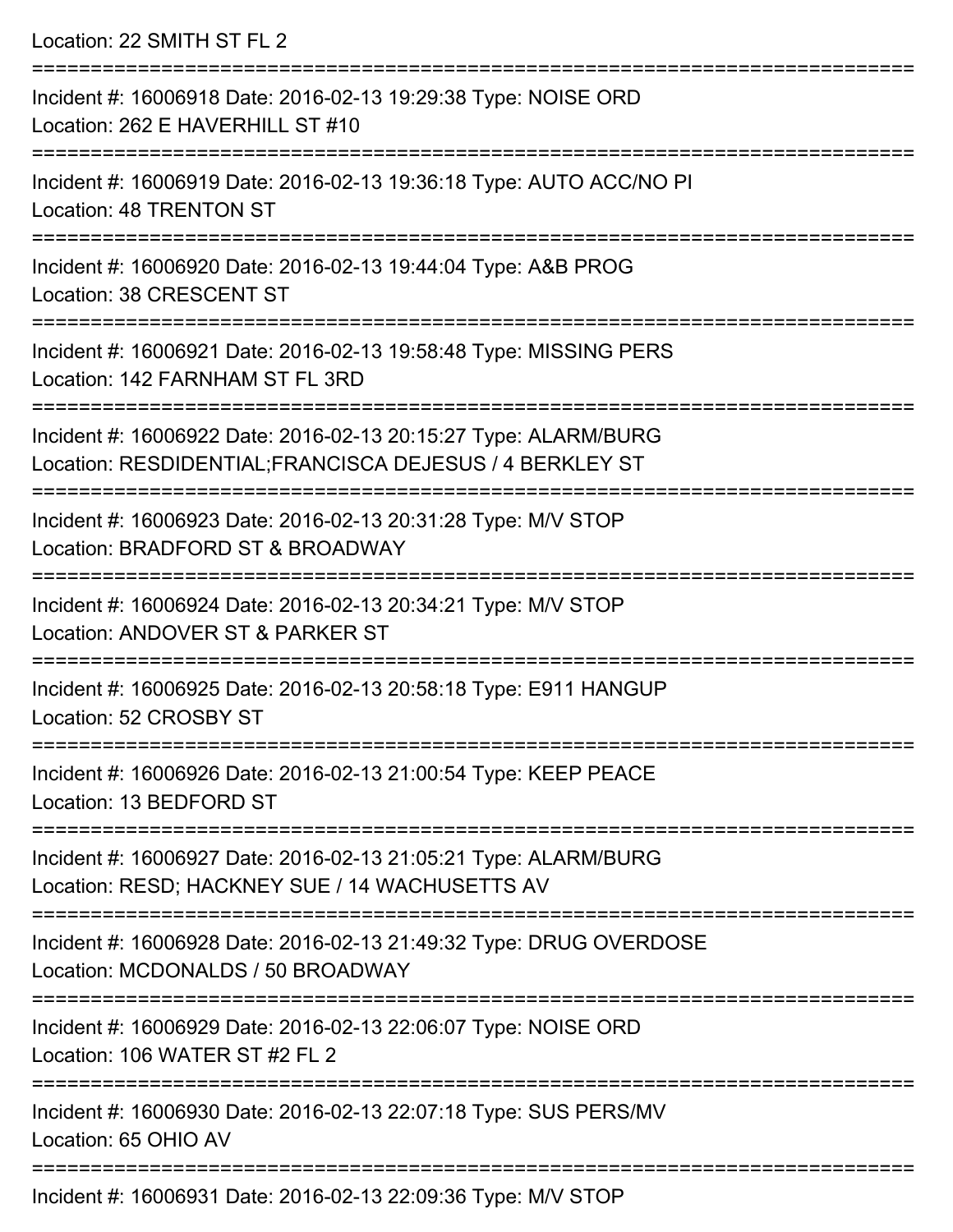Location: 22 SMITH ST FL 2

===========================================================================

Incident #: 16006918 Date: 2016-02-13 19:29:38 Type: NOISE ORD
Location: 262 E HAVERHILL ST #10

===========================================================================

Incident #: 16006919 Date: 2016-02-13 19:36:18 Type: AUTO ACC/NO PI
Location: 48 TRENTON ST

===========================================================================

Incident #: 16006920 Date: 2016-02-13 19:44:04 Type: A&B PROG
Location: 38 CRESCENT ST

===========================================================================

Incident #: 16006921 Date: 2016-02-13 19:58:48 Type: MISSING PERS
Location: 142 FARNHAM ST FL 3RD

===========================================================================

Incident #: 16006922 Date: 2016-02-13 20:15:27 Type: ALARM/BURG
Location: RESDIDENTIAL;FRANCISCA DEJESUS / 4 BERKLEY ST

===========================================================================

Incident #: 16006923 Date: 2016-02-13 20:31:28 Type: M/V STOP
Location: BRADFORD ST & BROADWAY

===========================================================================

Incident #: 16006924 Date: 2016-02-13 20:34:21 Type: M/V STOP
Location: ANDOVER ST & PARKER ST

===========================================================================

Incident #: 16006925 Date: 2016-02-13 20:58:18 Type: E911 HANGUP
Location: 52 CROSBY ST

===========================================================================

Incident #: 16006926 Date: 2016-02-13 21:00:54 Type: KEEP PEACE
Location: 13 BEDFORD ST

===========================================================================

Incident #: 16006927 Date: 2016-02-13 21:05:21 Type: ALARM/BURG
Location: RESD; HACKNEY SUE / 14 WACHUSETTS AV

===========================================================================

Incident #: 16006928 Date: 2016-02-13 21:49:32 Type: DRUG OVERDOSE
Location: MCDONALDS / 50 BROADWAY

===========================================================================

Incident #: 16006929 Date: 2016-02-13 22:06:07 Type: NOISE ORD
Location: 106 WATER ST #2 FL 2

===========================================================================

Incident #: 16006930 Date: 2016-02-13 22:07:18 Type: SUS PERS/MV
Location: 65 OHIO AV

===========================================================================

Incident #: 16006931 Date: 2016-02-13 22:09:36 Type: M/V STOP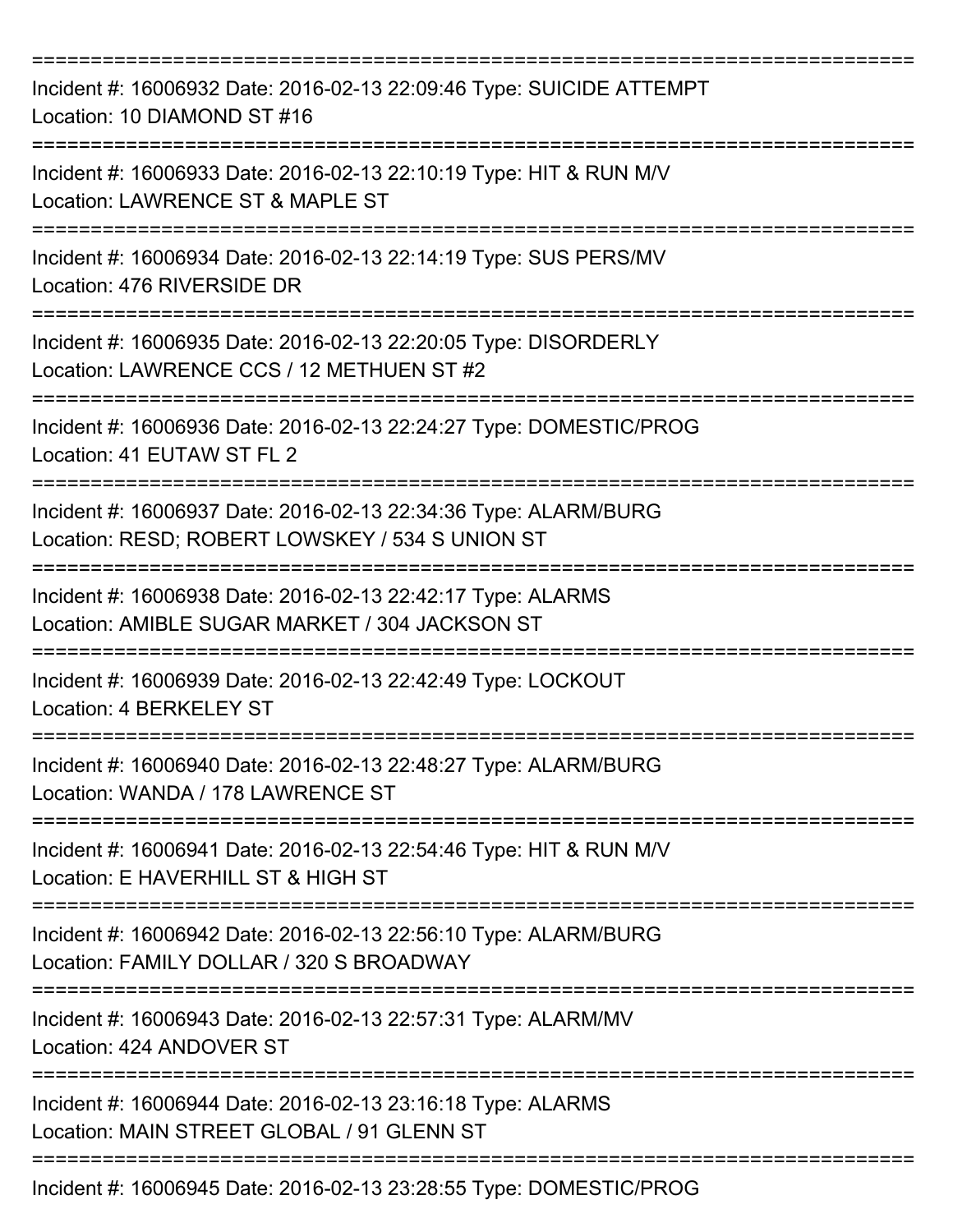===========================================================================
Incident #: 16006932 Date: 2016-02-13 22:09:46 Type: SUICIDE ATTEMPT
Location: 10 DIAMOND ST #16
===========================================================================
Incident #: 16006933 Date: 2016-02-13 22:10:19 Type: HIT & RUN M/V
Location: LAWRENCE ST & MAPLE ST
===========================================================================
Incident #: 16006934 Date: 2016-02-13 22:14:19 Type: SUS PERS/MV
Location: 476 RIVERSIDE DR
===========================================================================
Incident #: 16006935 Date: 2016-02-13 22:20:05 Type: DISORDERLY
Location: LAWRENCE CCS / 12 METHUEN ST #2
===========================================================================
Incident #: 16006936 Date: 2016-02-13 22:24:27 Type: DOMESTIC/PROG
Location: 41 EUTAW ST FL 2
===========================================================================
Incident #: 16006937 Date: 2016-02-13 22:34:36 Type: ALARM/BURG
Location: RESD; ROBERT LOWSKEY / 534 S UNION ST
===========================================================================
Incident #: 16006938 Date: 2016-02-13 22:42:17 Type: ALARMS
Location: AMIBLE SUGAR MARKET / 304 JACKSON ST
===========================================================================
Incident #: 16006939 Date: 2016-02-13 22:42:49 Type: LOCKOUT
Location: 4 BERKELEY ST
===========================================================================
Incident #: 16006940 Date: 2016-02-13 22:48:27 Type: ALARM/BURG
Location: WANDA / 178 LAWRENCE ST
===========================================================================
Incident #: 16006941 Date: 2016-02-13 22:54:46 Type: HIT & RUN M/V
Location: E HAVERHILL ST & HIGH ST
===========================================================================
Incident #: 16006942 Date: 2016-02-13 22:56:10 Type: ALARM/BURG
Location: FAMILY DOLLAR / 320 S BROADWAY
===========================================================================
Incident #: 16006943 Date: 2016-02-13 22:57:31 Type: ALARM/MV
Location: 424 ANDOVER ST
===========================================================================
Incident #: 16006944 Date: 2016-02-13 23:16:18 Type: ALARMS
Location: MAIN STREET GLOBAL / 91 GLENN ST
===========================================================================
Incident #: 16006945 Date: 2016-02-13 23:28:55 Type: DOMESTIC/PROG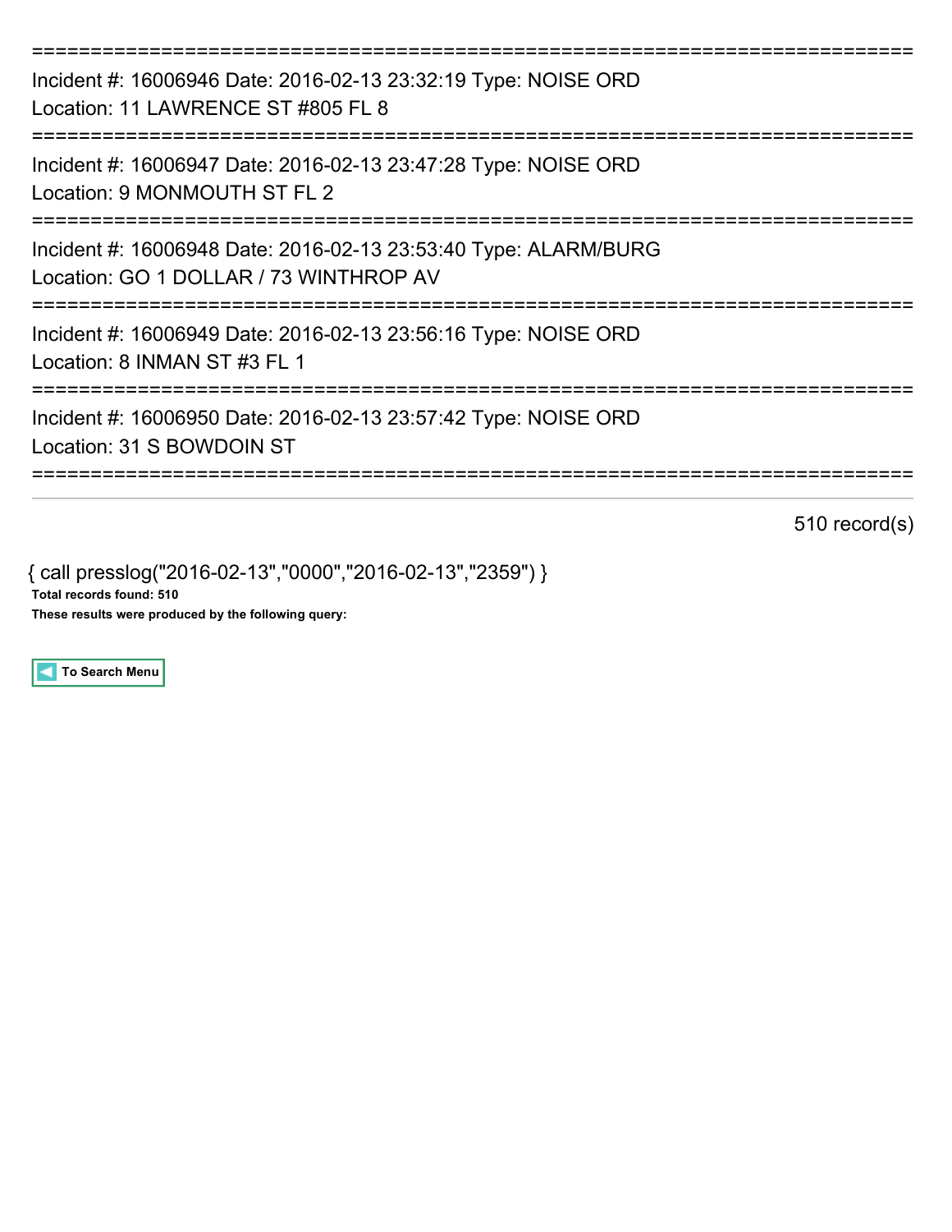===========================================================================

Incident #: 16006946 Date: 2016-02-13 23:32:19 Type: NOISE ORD
Location: 11 LAWRENCE ST #805 FL 8

===========================================================================

Incident #: 16006947 Date: 2016-02-13 23:47:28 Type: NOISE ORD
Location: 9 MONMOUTH ST FL 2

===========================================================================

Incident #: 16006948 Date: 2016-02-13 23:53:40 Type: ALARM/BURG
Location: GO 1 DOLLAR / 73 WINTHROP AV

===========================================================================

Incident #: 16006949 Date: 2016-02-13 23:56:16 Type: NOISE ORD
Location: 8 INMAN ST #3 FL 1

===========================================================================

Incident #: 16006950 Date: 2016-02-13 23:57:42 Type: NOISE ORD
Location: 31 S BOWDOIN ST

===========================================================================

510 record(s)

{ call presslog("2016-02-13","0000","2016-02-13","2359") }

**Total records found: 510**

**These results were produced by the following query:**

To Search Menu